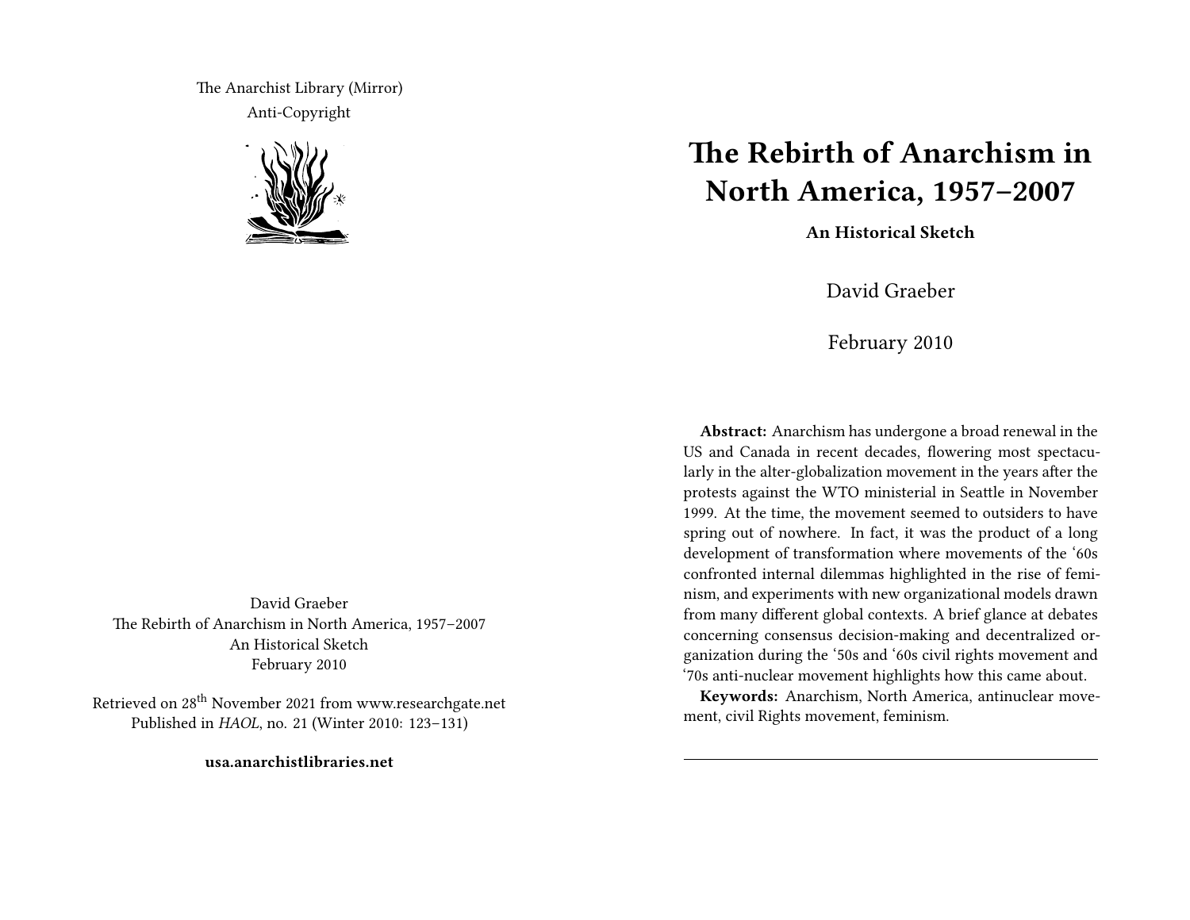The Anarchist Library (Mirror)
Anti-Copyright

David Graeber
The Rebirth of Anarchism in North America, 1957–2007
An Historical Sketch
February 2010

Retrieved on 28th November 2021 from www.researchgate.net
Published in *HAOL*, no. 21 (Winter 2010: 123–131)

**usa.anarchistlibraries.net**

# The Rebirth of Anarchism in North America, 1957–2007

**An Historical Sketch**

David Graeber

February 2010

**Abstract:** Anarchism has undergone a broad renewal in the US and Canada in recent decades, flowering most spectacularly in the alter-globalization movement in the years after the protests against the WTO ministerial in Seattle in November 1999. At the time, the movement seemed to outsiders to have spring out of nowhere. In fact, it was the product of a long development of transformation where movements of the '60s confronted internal dilemmas highlighted in the rise of feminism, and experiments with new organizational models drawn from many different global contexts. A brief glance at debates concerning consensus decision-making and decentralized organization during the '50s and '60s civil rights movement and '70s anti-nuclear movement highlights how this came about.

**Keywords:** Anarchism, North America, antinuclear movement, civil Rights movement, feminism.

---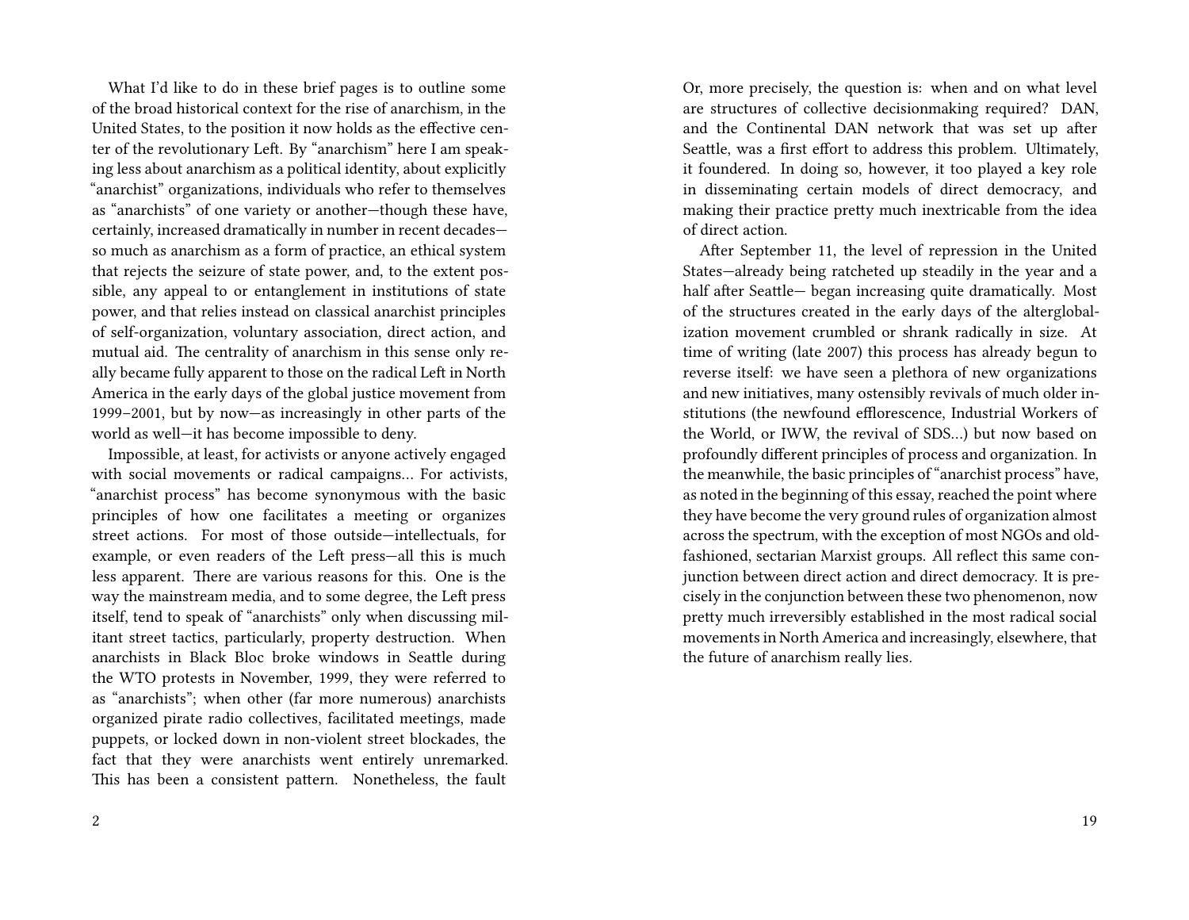What I'd like to do in these brief pages is to outline some of the broad historical context for the rise of anarchism, in the United States, to the position it now holds as the effective center of the revolutionary Left. By "anarchism" here I am speaking less about anarchism as a political identity, about explicitly "anarchist" organizations, individuals who refer to themselves as "anarchists" of one variety or another—though these have, certainly, increased dramatically in number in recent decades—so much as anarchism as a form of practice, an ethical system that rejects the seizure of state power, and, to the extent possible, any appeal to or entanglement in institutions of state power, and that relies instead on classical anarchist principles of self-organization, voluntary association, direct action, and mutual aid. The centrality of anarchism in this sense only really became fully apparent to those on the radical Left in North America in the early days of the global justice movement from 1999–2001, but by now—as increasingly in other parts of the world as well—it has become impossible to deny.

Impossible, at least, for activists or anyone actively engaged with social movements or radical campaigns… For activists, "anarchist process" has become synonymous with the basic principles of how one facilitates a meeting or organizes street actions. For most of those outside—intellectuals, for example, or even readers of the Left press—all this is much less apparent. There are various reasons for this. One is the way the mainstream media, and to some degree, the Left press itself, tend to speak of "anarchists" only when discussing militant street tactics, particularly, property destruction. When anarchists in Black Bloc broke windows in Seattle during the WTO protests in November, 1999, they were referred to as "anarchists"; when other (far more numerous) anarchists organized pirate radio collectives, facilitated meetings, made puppets, or locked down in non-violent street blockades, the fact that they were anarchists went entirely unremarked. This has been a consistent pattern. Nonetheless, the fault

Or, more precisely, the question is: when and on what level are structures of collective decisionmaking required? DAN, and the Continental DAN network that was set up after Seattle, was a first effort to address this problem. Ultimately, it foundered. In doing so, however, it too played a key role in disseminating certain models of direct democracy, and making their practice pretty much inextricable from the idea of direct action.

After September 11, the level of repression in the United States—already being ratcheted up steadily in the year and a half after Seattle— began increasing quite dramatically. Most of the structures created in the early days of the alterglobalization movement crumbled or shrank radically in size. At time of writing (late 2007) this process has already begun to reverse itself: we have seen a plethora of new organizations and new initiatives, many ostensibly revivals of much older institutions (the newfound efflorescence, Industrial Workers of the World, or IWW, the revival of SDS…) but now based on profoundly different principles of process and organization. In the meanwhile, the basic principles of "anarchist process" have, as noted in the beginning of this essay, reached the point where they have become the very ground rules of organization almost across the spectrum, with the exception of most NGOs and old-fashioned, sectarian Marxist groups. All reflect this same conjunction between direct action and direct democracy. It is precisely in the conjunction between these two phenomenon, now pretty much irreversibly established in the most radical social movements in North America and increasingly, elsewhere, that the future of anarchism really lies.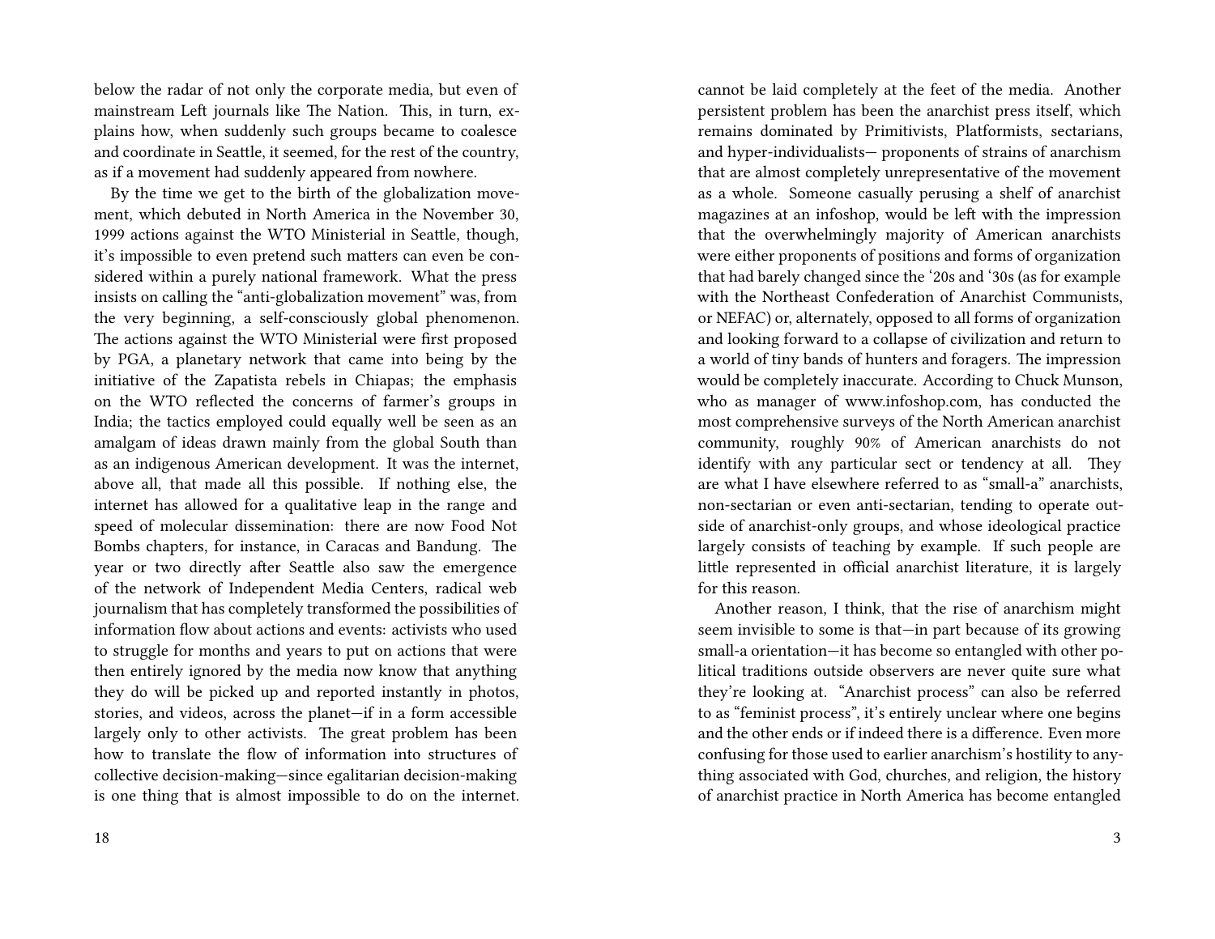below the radar of not only the corporate media, but even of mainstream Left journals like The Nation. This, in turn, explains how, when suddenly such groups became to coalesce and coordinate in Seattle, it seemed, for the rest of the country, as if a movement had suddenly appeared from nowhere.

By the time we get to the birth of the globalization movement, which debuted in North America in the November 30, 1999 actions against the WTO Ministerial in Seattle, though, it's impossible to even pretend such matters can even be considered within a purely national framework. What the press insists on calling the "anti-globalization movement" was, from the very beginning, a self-consciously global phenomenon. The actions against the WTO Ministerial were first proposed by PGA, a planetary network that came into being by the initiative of the Zapatista rebels in Chiapas; the emphasis on the WTO reflected the concerns of farmer's groups in India; the tactics employed could equally well be seen as an amalgam of ideas drawn mainly from the global South than as an indigenous American development. It was the internet, above all, that made all this possible. If nothing else, the internet has allowed for a qualitative leap in the range and speed of molecular dissemination: there are now Food Not Bombs chapters, for instance, in Caracas and Bandung. The year or two directly after Seattle also saw the emergence of the network of Independent Media Centers, radical web journalism that has completely transformed the possibilities of information flow about actions and events: activists who used to struggle for months and years to put on actions that were then entirely ignored by the media now know that anything they do will be picked up and reported instantly in photos, stories, and videos, across the planet—if in a form accessible largely only to other activists. The great problem has been how to translate the flow of information into structures of collective decision-making—since egalitarian decision-making is one thing that is almost impossible to do on the internet.

cannot be laid completely at the feet of the media. Another persistent problem has been the anarchist press itself, which remains dominated by Primitivists, Platformists, sectarians, and hyper-individualists— proponents of strains of anarchism that are almost completely unrepresentative of the movement as a whole. Someone casually perusing a shelf of anarchist magazines at an infoshop, would be left with the impression that the overwhelmingly majority of American anarchists were either proponents of positions and forms of organization that had barely changed since the '20s and '30s (as for example with the Northeast Confederation of Anarchist Communists, or NEFAC) or, alternately, opposed to all forms of organization and looking forward to a collapse of civilization and return to a world of tiny bands of hunters and foragers. The impression would be completely inaccurate. According to Chuck Munson, who as manager of www.infoshop.com, has conducted the most comprehensive surveys of the North American anarchist community, roughly 90% of American anarchists do not identify with any particular sect or tendency at all. They are what I have elsewhere referred to as "small-a" anarchists, non-sectarian or even anti-sectarian, tending to operate outside of anarchist-only groups, and whose ideological practice largely consists of teaching by example. If such people are little represented in official anarchist literature, it is largely for this reason.

Another reason, I think, that the rise of anarchism might seem invisible to some is that—in part because of its growing small-a orientation—it has become so entangled with other political traditions outside observers are never quite sure what they're looking at. "Anarchist process" can also be referred to as "feminist process", it's entirely unclear where one begins and the other ends or if indeed there is a difference. Even more confusing for those used to earlier anarchism's hostility to anything associated with God, churches, and religion, the history of anarchist practice in North America has become entangled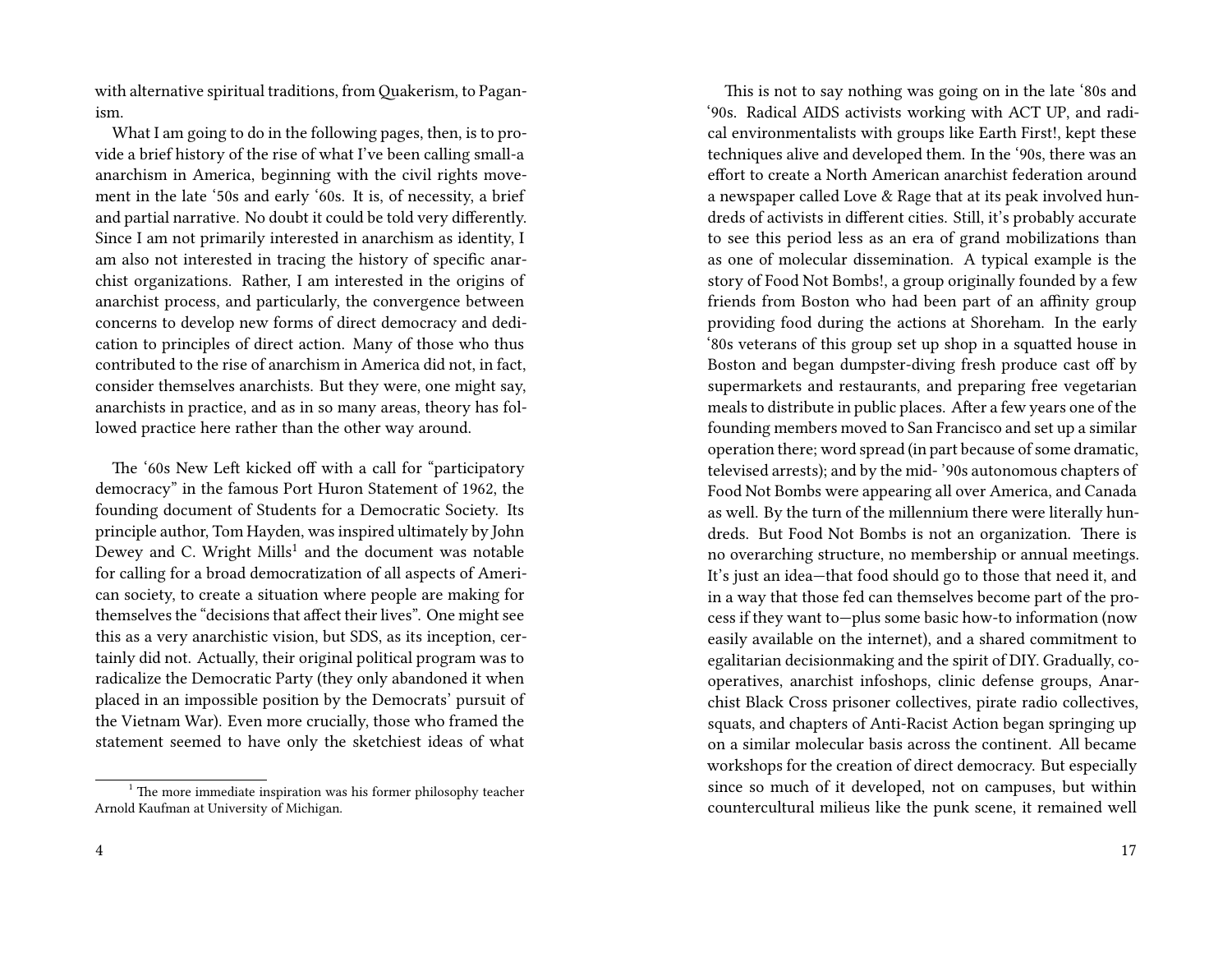with alternative spiritual traditions, from Quakerism, to Paganism.

What I am going to do in the following pages, then, is to provide a brief history of the rise of what I've been calling small-a anarchism in America, beginning with the civil rights movement in the late '50s and early '60s. It is, of necessity, a brief and partial narrative. No doubt it could be told very differently. Since I am not primarily interested in anarchism as identity, I am also not interested in tracing the history of specific anarchist organizations. Rather, I am interested in the origins of anarchist process, and particularly, the convergence between concerns to develop new forms of direct democracy and dedication to principles of direct action. Many of those who thus contributed to the rise of anarchism in America did not, in fact, consider themselves anarchists. But they were, one might say, anarchists in practice, and as in so many areas, theory has followed practice here rather than the other way around.

The '60s New Left kicked off with a call for "participatory democracy" in the famous Port Huron Statement of 1962, the founding document of Students for a Democratic Society. Its principle author, Tom Hayden, was inspired ultimately by John Dewey and C. Wright Mills[1] and the document was notable for calling for a broad democratization of all aspects of American society, to create a situation where people are making for themselves the "decisions that affect their lives". One might see this as a very anarchistic vision, but SDS, as its inception, certainly did not. Actually, their original political program was to radicalize the Democratic Party (they only abandoned it when placed in an impossible position by the Democrats' pursuit of the Vietnam War). Even more crucially, those who framed the statement seemed to have only the sketchiest ideas of what

[1] The more immediate inspiration was his former philosophy teacher Arnold Kaufman at University of Michigan.

This is not to say nothing was going on in the late '80s and '90s. Radical AIDS activists working with ACT UP, and radical environmentalists with groups like Earth First!, kept these techniques alive and developed them. In the '90s, there was an effort to create a North American anarchist federation around a newspaper called Love & Rage that at its peak involved hundreds of activists in different cities. Still, it's probably accurate to see this period less as an era of grand mobilizations than as one of molecular dissemination. A typical example is the story of Food Not Bombs!, a group originally founded by a few friends from Boston who had been part of an affinity group providing food during the actions at Shoreham. In the early '80s veterans of this group set up shop in a squatted house in Boston and began dumpster-diving fresh produce cast off by supermarkets and restaurants, and preparing free vegetarian meals to distribute in public places. After a few years one of the founding members moved to San Francisco and set up a similar operation there; word spread (in part because of some dramatic, televised arrests); and by the mid- '90s autonomous chapters of Food Not Bombs were appearing all over America, and Canada as well. By the turn of the millennium there were literally hundreds. But Food Not Bombs is not an organization. There is no overarching structure, no membership or annual meetings. It's just an idea—that food should go to those that need it, and in a way that those fed can themselves become part of the process if they want to—plus some basic how-to information (now easily available on the internet), and a shared commitment to egalitarian decisionmaking and the spirit of DIY. Gradually, cooperatives, anarchist infoshops, clinic defense groups, Anarchist Black Cross prisoner collectives, pirate radio collectives, squats, and chapters of Anti-Racist Action began springing up on a similar molecular basis across the continent. All became workshops for the creation of direct democracy. But especially since so much of it developed, not on campuses, but within countercultural milieus like the punk scene, it remained well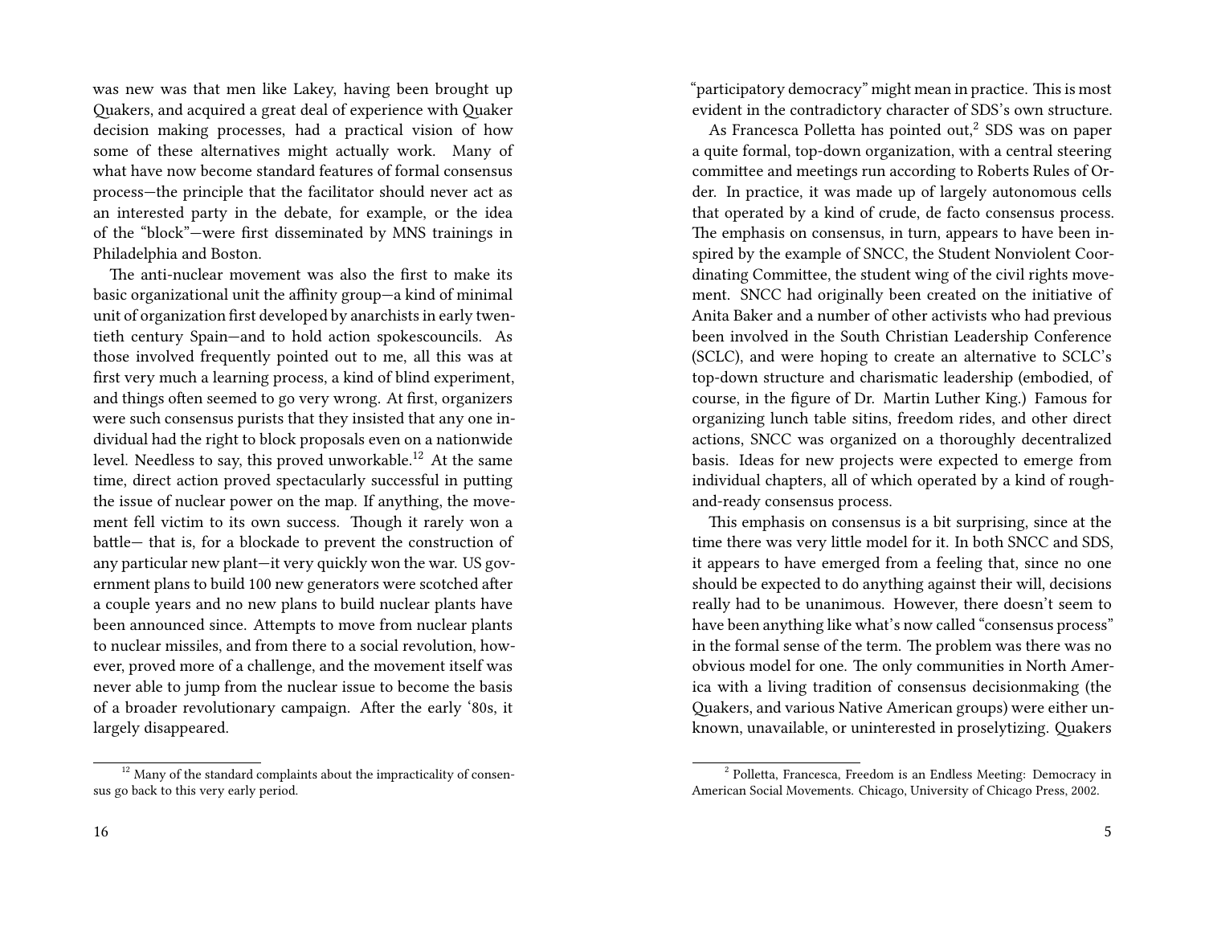was new was that men like Lakey, having been brought up Quakers, and acquired a great deal of experience with Quaker decision making processes, had a practical vision of how some of these alternatives might actually work. Many of what have now become standard features of formal consensus process—the principle that the facilitator should never act as an interested party in the debate, for example, or the idea of the "block"—were first disseminated by MNS trainings in Philadelphia and Boston.

The anti-nuclear movement was also the first to make its basic organizational unit the affinity group—a kind of minimal unit of organization first developed by anarchists in early twentieth century Spain—and to hold action spokescouncils. As those involved frequently pointed out to me, all this was at first very much a learning process, a kind of blind experiment, and things often seemed to go very wrong. At first, organizers were such consensus purists that they insisted that any one individual had the right to block proposals even on a nationwide level. Needless to say, this proved unworkable.[12] At the same time, direct action proved spectacularly successful in putting the issue of nuclear power on the map. If anything, the movement fell victim to its own success. Though it rarely won a battle— that is, for a blockade to prevent the construction of any particular new plant—it very quickly won the war. US government plans to build 100 new generators were scotched after a couple years and no new plans to build nuclear plants have been announced since. Attempts to move from nuclear plants to nuclear missiles, and from there to a social revolution, however, proved more of a challenge, and the movement itself was never able to jump from the nuclear issue to become the basis of a broader revolutionary campaign. After the early '80s, it largely disappeared.

[12] Many of the standard complaints about the impracticality of consensus go back to this very early period.

"participatory democracy" might mean in practice. This is most evident in the contradictory character of SDS's own structure.

As Francesca Polletta has pointed out,[2] SDS was on paper a quite formal, top-down organization, with a central steering committee and meetings run according to Roberts Rules of Order. In practice, it was made up of largely autonomous cells that operated by a kind of crude, de facto consensus process. The emphasis on consensus, in turn, appears to have been inspired by the example of SNCC, the Student Nonviolent Coordinating Committee, the student wing of the civil rights movement. SNCC had originally been created on the initiative of Anita Baker and a number of other activists who had previous been involved in the South Christian Leadership Conference (SCLC), and were hoping to create an alternative to SCLC's top-down structure and charismatic leadership (embodied, of course, in the figure of Dr. Martin Luther King.) Famous for organizing lunch table sitins, freedom rides, and other direct actions, SNCC was organized on a thoroughly decentralized basis. Ideas for new projects were expected to emerge from individual chapters, all of which operated by a kind of rough-and-ready consensus process.

This emphasis on consensus is a bit surprising, since at the time there was very little model for it. In both SNCC and SDS, it appears to have emerged from a feeling that, since no one should be expected to do anything against their will, decisions really had to be unanimous. However, there doesn't seem to have been anything like what's now called "consensus process" in the formal sense of the term. The problem was there was no obvious model for one. The only communities in North America with a living tradition of consensus decisionmaking (the Quakers, and various Native American groups) were either unknown, unavailable, or uninterested in proselytizing. Quakers

[2] Polletta, Francesca, Freedom is an Endless Meeting: Democracy in American Social Movements. Chicago, University of Chicago Press, 2002.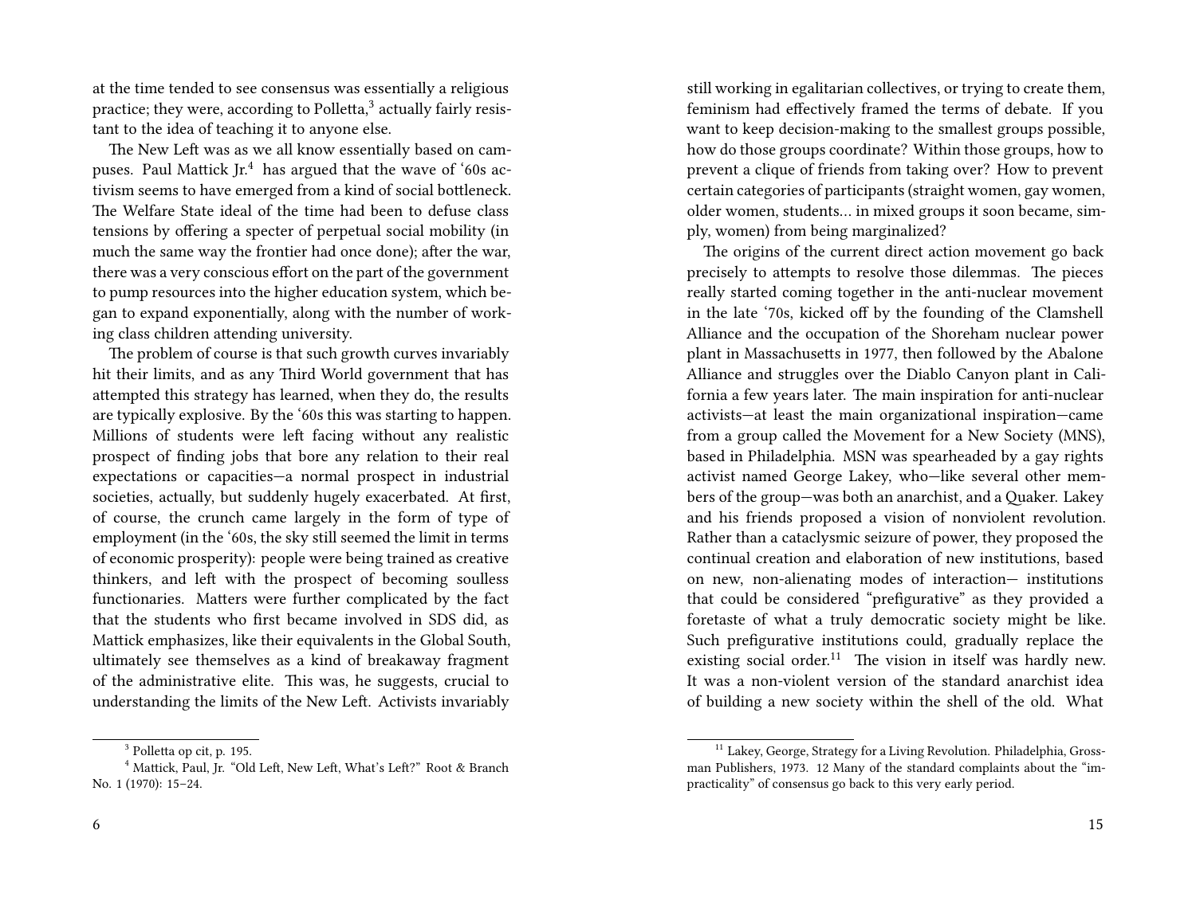at the time tended to see consensus was essentially a religious practice; they were, according to Polletta,[3] actually fairly resistant to the idea of teaching it to anyone else.

The New Left was as we all know essentially based on campuses. Paul Mattick Jr.[4] has argued that the wave of '60s activism seems to have emerged from a kind of social bottleneck. The Welfare State ideal of the time had been to defuse class tensions by offering a specter of perpetual social mobility (in much the same way the frontier had once done); after the war, there was a very conscious effort on the part of the government to pump resources into the higher education system, which began to expand exponentially, along with the number of working class children attending university.

The problem of course is that such growth curves invariably hit their limits, and as any Third World government that has attempted this strategy has learned, when they do, the results are typically explosive. By the '60s this was starting to happen. Millions of students were left facing without any realistic prospect of finding jobs that bore any relation to their real expectations or capacities—a normal prospect in industrial societies, actually, but suddenly hugely exacerbated. At first, of course, the crunch came largely in the form of type of employment (in the '60s, the sky still seemed the limit in terms of economic prosperity): people were being trained as creative thinkers, and left with the prospect of becoming soulless functionaries. Matters were further complicated by the fact that the students who first became involved in SDS did, as Mattick emphasizes, like their equivalents in the Global South, ultimately see themselves as a kind of breakaway fragment of the administrative elite. This was, he suggests, crucial to understanding the limits of the New Left. Activists invariably

[3] Polletta op cit, p. 195.

[4] Mattick, Paul, Jr. "Old Left, New Left, What's Left?" Root & Branch No. 1 (1970): 15–24.

still working in egalitarian collectives, or trying to create them, feminism had effectively framed the terms of debate. If you want to keep decision-making to the smallest groups possible, how do those groups coordinate? Within those groups, how to prevent a clique of friends from taking over? How to prevent certain categories of participants (straight women, gay women, older women, students… in mixed groups it soon became, simply, women) from being marginalized?

The origins of the current direct action movement go back precisely to attempts to resolve those dilemmas. The pieces really started coming together in the anti-nuclear movement in the late '70s, kicked off by the founding of the Clamshell Alliance and the occupation of the Shoreham nuclear power plant in Massachusetts in 1977, then followed by the Abalone Alliance and struggles over the Diablo Canyon plant in California a few years later. The main inspiration for anti-nuclear activists—at least the main organizational inspiration—came from a group called the Movement for a New Society (MNS), based in Philadelphia. MSN was spearheaded by a gay rights activist named George Lakey, who—like several other members of the group—was both an anarchist, and a Quaker. Lakey and his friends proposed a vision of nonviolent revolution. Rather than a cataclysmic seizure of power, they proposed the continual creation and elaboration of new institutions, based on new, non-alienating modes of interaction— institutions that could be considered "prefigurative" as they provided a foretaste of what a truly democratic society might be like. Such prefigurative institutions could, gradually replace the existing social order.[11] The vision in itself was hardly new. It was a non-violent version of the standard anarchist idea of building a new society within the shell of the old. What

[11] Lakey, George, Strategy for a Living Revolution. Philadelphia, Grossman Publishers, 1973. 12 Many of the standard complaints about the "impracticality" of consensus go back to this very early period.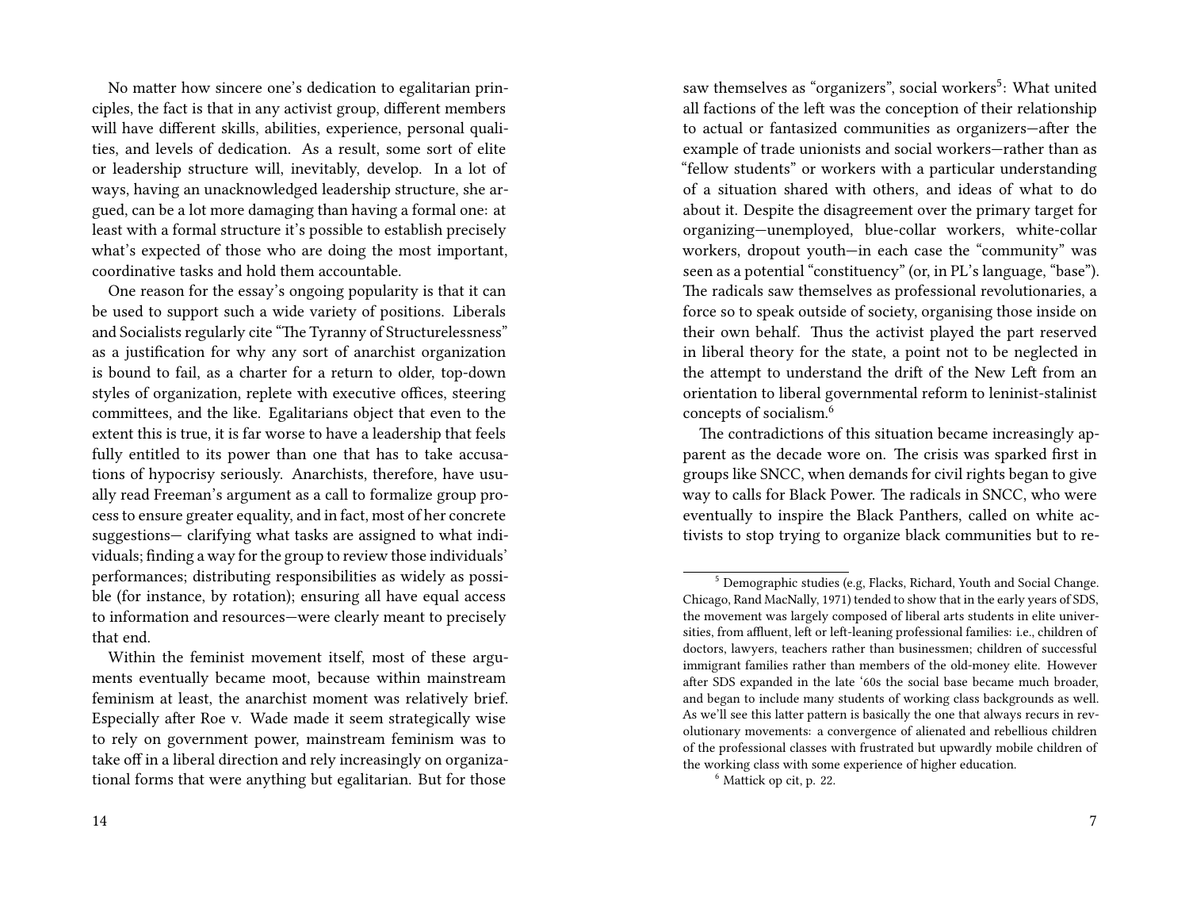No matter how sincere one's dedication to egalitarian principles, the fact is that in any activist group, different members will have different skills, abilities, experience, personal qualities, and levels of dedication. As a result, some sort of elite or leadership structure will, inevitably, develop. In a lot of ways, having an unacknowledged leadership structure, she argued, can be a lot more damaging than having a formal one: at least with a formal structure it's possible to establish precisely what's expected of those who are doing the most important, coordinative tasks and hold them accountable.

One reason for the essay's ongoing popularity is that it can be used to support such a wide variety of positions. Liberals and Socialists regularly cite "The Tyranny of Structurelessness" as a justification for why any sort of anarchist organization is bound to fail, as a charter for a return to older, top-down styles of organization, replete with executive offices, steering committees, and the like. Egalitarians object that even to the extent this is true, it is far worse to have a leadership that feels fully entitled to its power than one that has to take accusations of hypocrisy seriously. Anarchists, therefore, have usually read Freeman's argument as a call to formalize group process to ensure greater equality, and in fact, most of her concrete suggestions— clarifying what tasks are assigned to what individuals; finding a way for the group to review those individuals' performances; distributing responsibilities as widely as possible (for instance, by rotation); ensuring all have equal access to information and resources—were clearly meant to precisely that end.

Within the feminist movement itself, most of these arguments eventually became moot, because within mainstream feminism at least, the anarchist moment was relatively brief. Especially after Roe v. Wade made it seem strategically wise to rely on government power, mainstream feminism was to take off in a liberal direction and rely increasingly on organizational forms that were anything but egalitarian. But for those

saw themselves as "organizers", social workers[5]: What united all factions of the left was the conception of their relationship to actual or fantasized communities as organizers—after the example of trade unionists and social workers—rather than as "fellow students" or workers with a particular understanding of a situation shared with others, and ideas of what to do about it. Despite the disagreement over the primary target for organizing—unemployed, blue-collar workers, white-collar workers, dropout youth—in each case the "community" was seen as a potential "constituency" (or, in PL's language, "base"). The radicals saw themselves as professional revolutionaries, a force so to speak outside of society, organising those inside on their own behalf. Thus the activist played the part reserved in liberal theory for the state, a point not to be neglected in the attempt to understand the drift of the New Left from an orientation to liberal governmental reform to leninist-stalinist concepts of socialism.[6]

The contradictions of this situation became increasingly apparent as the decade wore on. The crisis was sparked first in groups like SNCC, when demands for civil rights began to give way to calls for Black Power. The radicals in SNCC, who were eventually to inspire the Black Panthers, called on white activists to stop trying to organize black communities but to re-

[5] Demographic studies (e.g, Flacks, Richard, Youth and Social Change. Chicago, Rand MacNally, 1971) tended to show that in the early years of SDS, the movement was largely composed of liberal arts students in elite universities, from affluent, left or left-leaning professional families: i.e., children of doctors, lawyers, teachers rather than businessmen; children of successful immigrant families rather than members of the old-money elite. However after SDS expanded in the late '60s the social base became much broader, and began to include many students of working class backgrounds as well. As we'll see this latter pattern is basically the one that always recurs in revolutionary movements: a convergence of alienated and rebellious children of the professional classes with frustrated but upwardly mobile children of the working class with some experience of higher education.

[6] Mattick op cit, p. 22.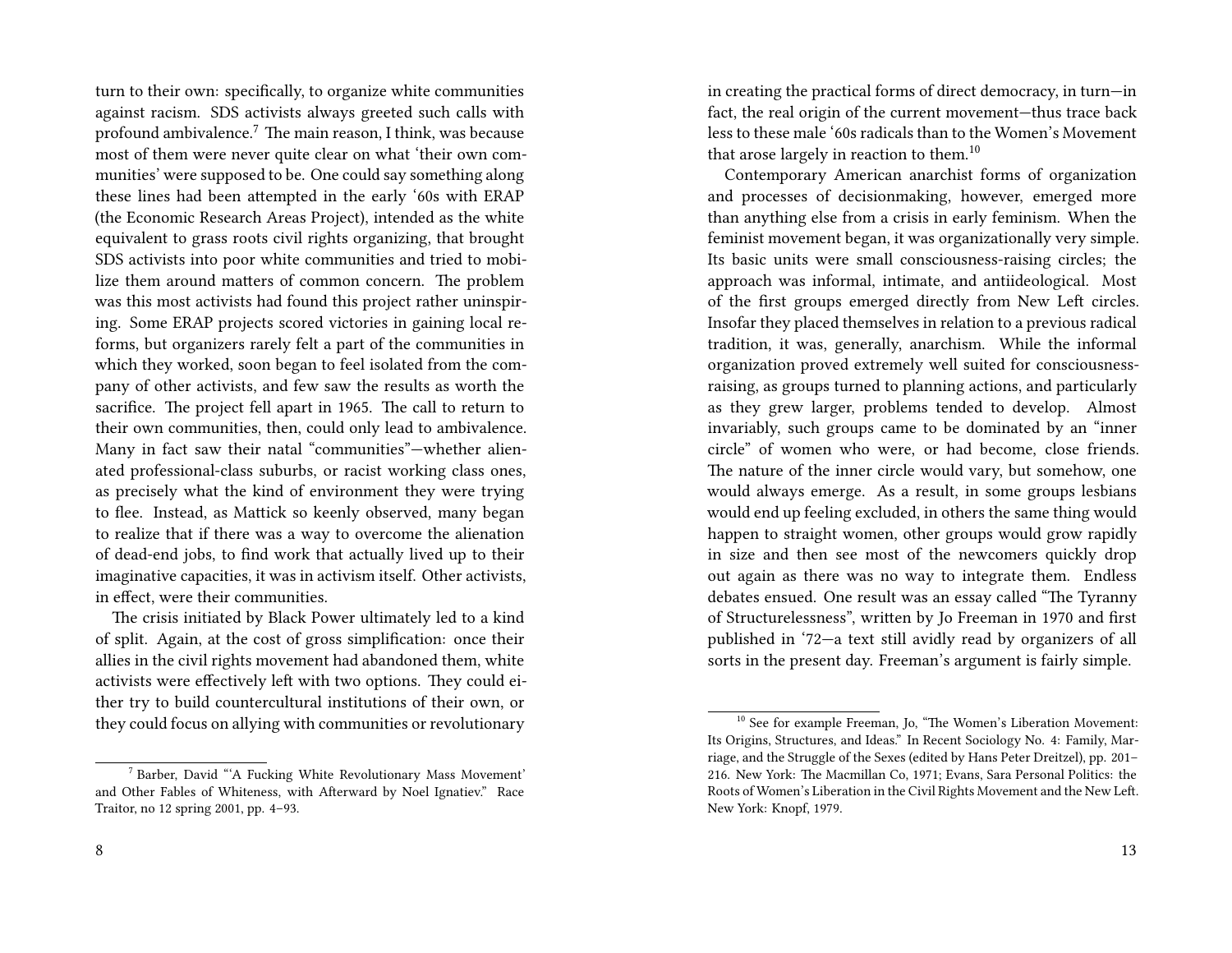turn to their own: specifically, to organize white communities against racism. SDS activists always greeted such calls with profound ambivalence.[7] The main reason, I think, was because most of them were never quite clear on what 'their own communities' were supposed to be. One could say something along these lines had been attempted in the early '60s with ERAP (the Economic Research Areas Project), intended as the white equivalent to grass roots civil rights organizing, that brought SDS activists into poor white communities and tried to mobilize them around matters of common concern. The problem was this most activists had found this project rather uninspiring. Some ERAP projects scored victories in gaining local reforms, but organizers rarely felt a part of the communities in which they worked, soon began to feel isolated from the company of other activists, and few saw the results as worth the sacrifice. The project fell apart in 1965. The call to return to their own communities, then, could only lead to ambivalence. Many in fact saw their natal "communities"—whether alienated professional-class suburbs, or racist working class ones, as precisely what the kind of environment they were trying to flee. Instead, as Mattick so keenly observed, many began to realize that if there was a way to overcome the alienation of dead-end jobs, to find work that actually lived up to their imaginative capacities, it was in activism itself. Other activists, in effect, were their communities.

The crisis initiated by Black Power ultimately led to a kind of split. Again, at the cost of gross simplification: once their allies in the civil rights movement had abandoned them, white activists were effectively left with two options. They could either try to build countercultural institutions of their own, or they could focus on allying with communities or revolutionary

[7] Barber, David "'A Fucking White Revolutionary Mass Movement' and Other Fables of Whiteness, with Afterward by Noel Ignatiev." Race Traitor, no 12 spring 2001, pp. 4–93.

in creating the practical forms of direct democracy, in turn—in fact, the real origin of the current movement—thus trace back less to these male '60s radicals than to the Women's Movement that arose largely in reaction to them.[10]

Contemporary American anarchist forms of organization and processes of decisionmaking, however, emerged more than anything else from a crisis in early feminism. When the feminist movement began, it was organizationally very simple. Its basic units were small consciousness-raising circles; the approach was informal, intimate, and antiideological. Most of the first groups emerged directly from New Left circles. Insofar they placed themselves in relation to a previous radical tradition, it was, generally, anarchism. While the informal organization proved extremely well suited for consciousness-raising, as groups turned to planning actions, and particularly as they grew larger, problems tended to develop. Almost invariably, such groups came to be dominated by an "inner circle" of women who were, or had become, close friends. The nature of the inner circle would vary, but somehow, one would always emerge. As a result, in some groups lesbians would end up feeling excluded, in others the same thing would happen to straight women, other groups would grow rapidly in size and then see most of the newcomers quickly drop out again as there was no way to integrate them. Endless debates ensued. One result was an essay called "The Tyranny of Structurelessness", written by Jo Freeman in 1970 and first published in '72—a text still avidly read by organizers of all sorts in the present day. Freeman's argument is fairly simple.

[10] See for example Freeman, Jo, "The Women's Liberation Movement: Its Origins, Structures, and Ideas." In Recent Sociology No. 4: Family, Marriage, and the Struggle of the Sexes (edited by Hans Peter Dreitzel), pp. 201–216. New York: The Macmillan Co, 1971; Evans, Sara Personal Politics: the Roots of Women's Liberation in the Civil Rights Movement and the New Left. New York: Knopf, 1979.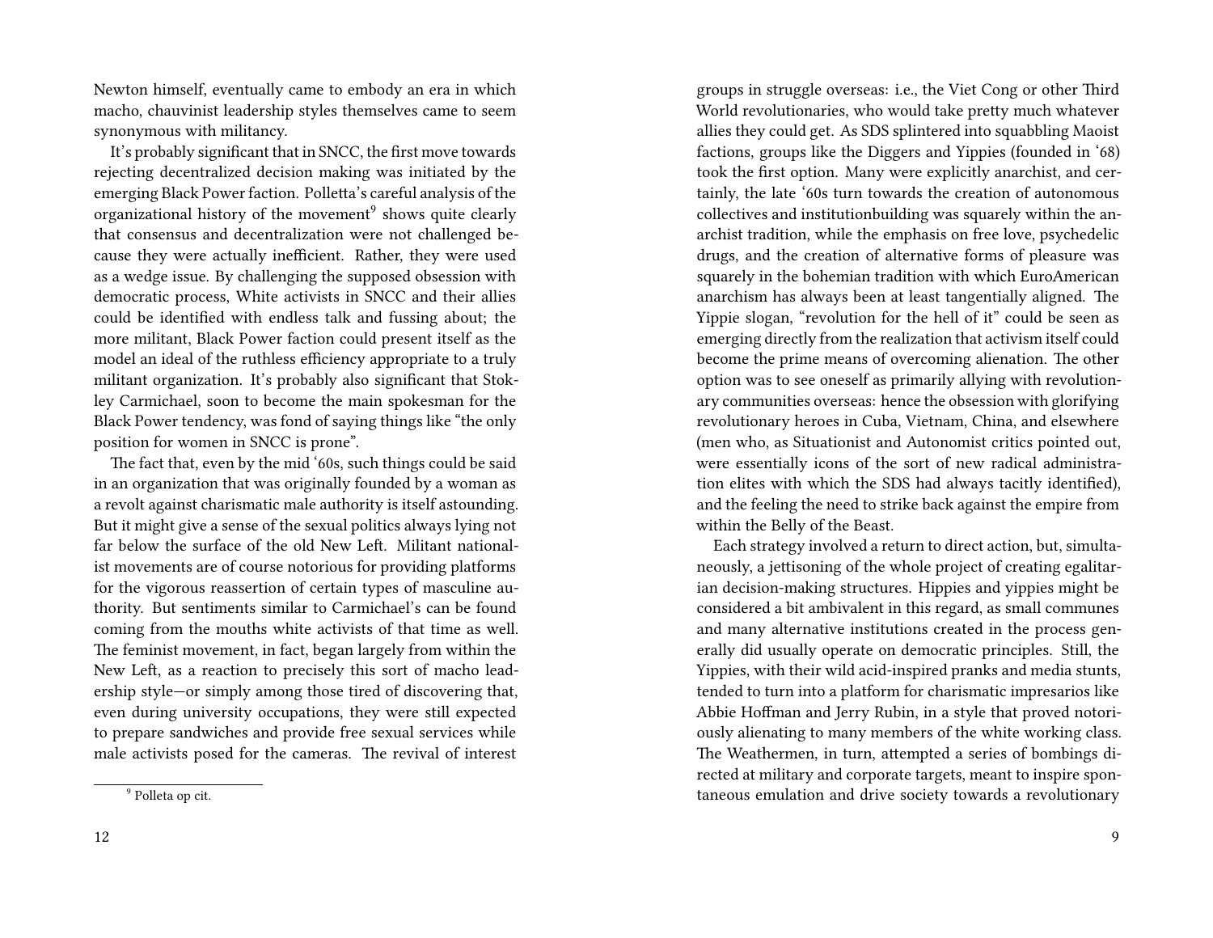Newton himself, eventually came to embody an era in which macho, chauvinist leadership styles themselves came to seem synonymous with militancy.

It's probably significant that in SNCC, the first move towards rejecting decentralized decision making was initiated by the emerging Black Power faction. Polletta's careful analysis of the organizational history of the movement[9] shows quite clearly that consensus and decentralization were not challenged because they were actually inefficient. Rather, they were used as a wedge issue. By challenging the supposed obsession with democratic process, White activists in SNCC and their allies could be identified with endless talk and fussing about; the more militant, Black Power faction could present itself as the model an ideal of the ruthless efficiency appropriate to a truly militant organization. It's probably also significant that Stokley Carmichael, soon to become the main spokesman for the Black Power tendency, was fond of saying things like "the only position for women in SNCC is prone".

The fact that, even by the mid '60s, such things could be said in an organization that was originally founded by a woman as a revolt against charismatic male authority is itself astounding. But it might give a sense of the sexual politics always lying not far below the surface of the old New Left. Militant nationalist movements are of course notorious for providing platforms for the vigorous reassertion of certain types of masculine authority. But sentiments similar to Carmichael's can be found coming from the mouths white activists of that time as well. The feminist movement, in fact, began largely from within the New Left, as a reaction to precisely this sort of macho leadership style—or simply among those tired of discovering that, even during university occupations, they were still expected to prepare sandwiches and provide free sexual services while male activists posed for the cameras. The revival of interest

[9] Polleta op cit.

groups in struggle overseas: i.e., the Viet Cong or other Third World revolutionaries, who would take pretty much whatever allies they could get. As SDS splintered into squabbling Maoist factions, groups like the Diggers and Yippies (founded in '68) took the first option. Many were explicitly anarchist, and certainly, the late '60s turn towards the creation of autonomous collectives and institutionbuilding was squarely within the anarchist tradition, while the emphasis on free love, psychedelic drugs, and the creation of alternative forms of pleasure was squarely in the bohemian tradition with which EuroAmerican anarchism has always been at least tangentially aligned. The Yippie slogan, "revolution for the hell of it" could be seen as emerging directly from the realization that activism itself could become the prime means of overcoming alienation. The other option was to see oneself as primarily allying with revolutionary communities overseas: hence the obsession with glorifying revolutionary heroes in Cuba, Vietnam, China, and elsewhere (men who, as Situationist and Autonomist critics pointed out, were essentially icons of the sort of new radical administration elites with which the SDS had always tacitly identified), and the feeling the need to strike back against the empire from within the Belly of the Beast.

Each strategy involved a return to direct action, but, simultaneously, a jettisoning of the whole project of creating egalitarian decision-making structures. Hippies and yippies might be considered a bit ambivalent in this regard, as small communes and many alternative institutions created in the process generally did usually operate on democratic principles. Still, the Yippies, with their wild acid-inspired pranks and media stunts, tended to turn into a platform for charismatic impresarios like Abbie Hoffman and Jerry Rubin, in a style that proved notoriously alienating to many members of the white working class. The Weathermen, in turn, attempted a series of bombings directed at military and corporate targets, meant to inspire spontaneous emulation and drive society towards a revolutionary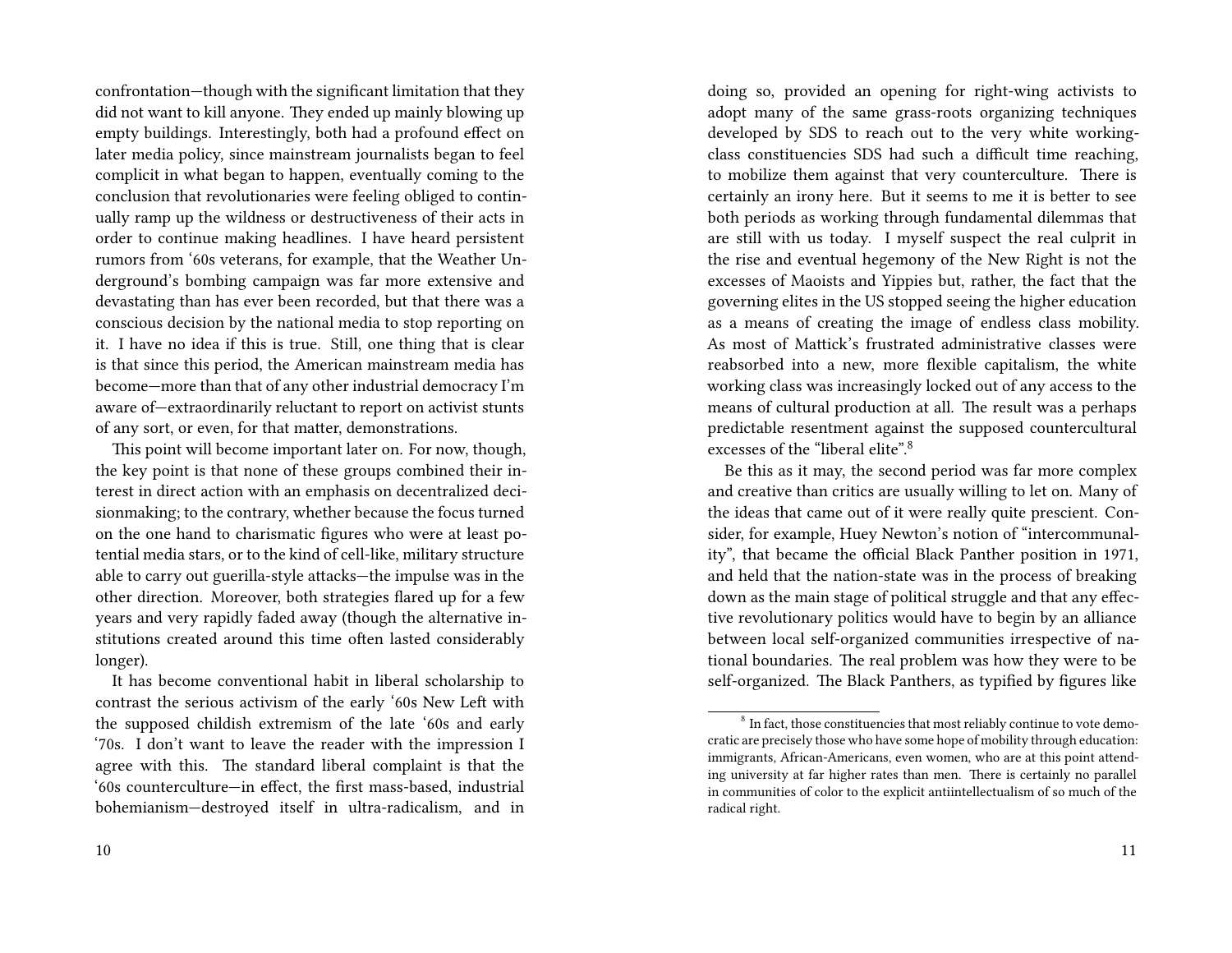confrontation—though with the significant limitation that they did not want to kill anyone. They ended up mainly blowing up empty buildings. Interestingly, both had a profound effect on later media policy, since mainstream journalists began to feel complicit in what began to happen, eventually coming to the conclusion that revolutionaries were feeling obliged to continually ramp up the wildness or destructiveness of their acts in order to continue making headlines. I have heard persistent rumors from '60s veterans, for example, that the Weather Underground's bombing campaign was far more extensive and devastating than has ever been recorded, but that there was a conscious decision by the national media to stop reporting on it. I have no idea if this is true. Still, one thing that is clear is that since this period, the American mainstream media has become—more than that of any other industrial democracy I'm aware of—extraordinarily reluctant to report on activist stunts of any sort, or even, for that matter, demonstrations.

This point will become important later on. For now, though, the key point is that none of these groups combined their interest in direct action with an emphasis on decentralized decisionmaking; to the contrary, whether because the focus turned on the one hand to charismatic figures who were at least potential media stars, or to the kind of cell-like, military structure able to carry out guerilla-style attacks—the impulse was in the other direction. Moreover, both strategies flared up for a few years and very rapidly faded away (though the alternative institutions created around this time often lasted considerably longer).

It has become conventional habit in liberal scholarship to contrast the serious activism of the early '60s New Left with the supposed childish extremism of the late '60s and early '70s. I don't want to leave the reader with the impression I agree with this. The standard liberal complaint is that the '60s counterculture—in effect, the first mass-based, industrial bohemianism—destroyed itself in ultra-radicalism, and in doing so, provided an opening for right-wing activists to adopt many of the same grass-roots organizing techniques developed by SDS to reach out to the very white working-class constituencies SDS had such a difficult time reaching, to mobilize them against that very counterculture. There is certainly an irony here. But it seems to me it is better to see both periods as working through fundamental dilemmas that are still with us today. I myself suspect the real culprit in the rise and eventual hegemony of the New Right is not the excesses of Maoists and Yippies but, rather, the fact that the governing elites in the US stopped seeing the higher education as a means of creating the image of endless class mobility. As most of Mattick's frustrated administrative classes were reabsorbed into a new, more flexible capitalism, the white working class was increasingly locked out of any access to the means of cultural production at all. The result was a perhaps predictable resentment against the supposed countercultural excesses of the "liberal elite".[8]

Be this as it may, the second period was far more complex and creative than critics are usually willing to let on. Many of the ideas that came out of it were really quite prescient. Consider, for example, Huey Newton's notion of "intercommunality", that became the official Black Panther position in 1971, and held that the nation-state was in the process of breaking down as the main stage of political struggle and that any effective revolutionary politics would have to begin by an alliance between local self-organized communities irrespective of national boundaries. The real problem was how they were to be self-organized. The Black Panthers, as typified by figures like

[8] In fact, those constituencies that most reliably continue to vote democratic are precisely those who have some hope of mobility through education: immigrants, African-Americans, even women, who are at this point attending university at far higher rates than men. There is certainly no parallel in communities of color to the explicit antiintellectualism of so much of the radical right.